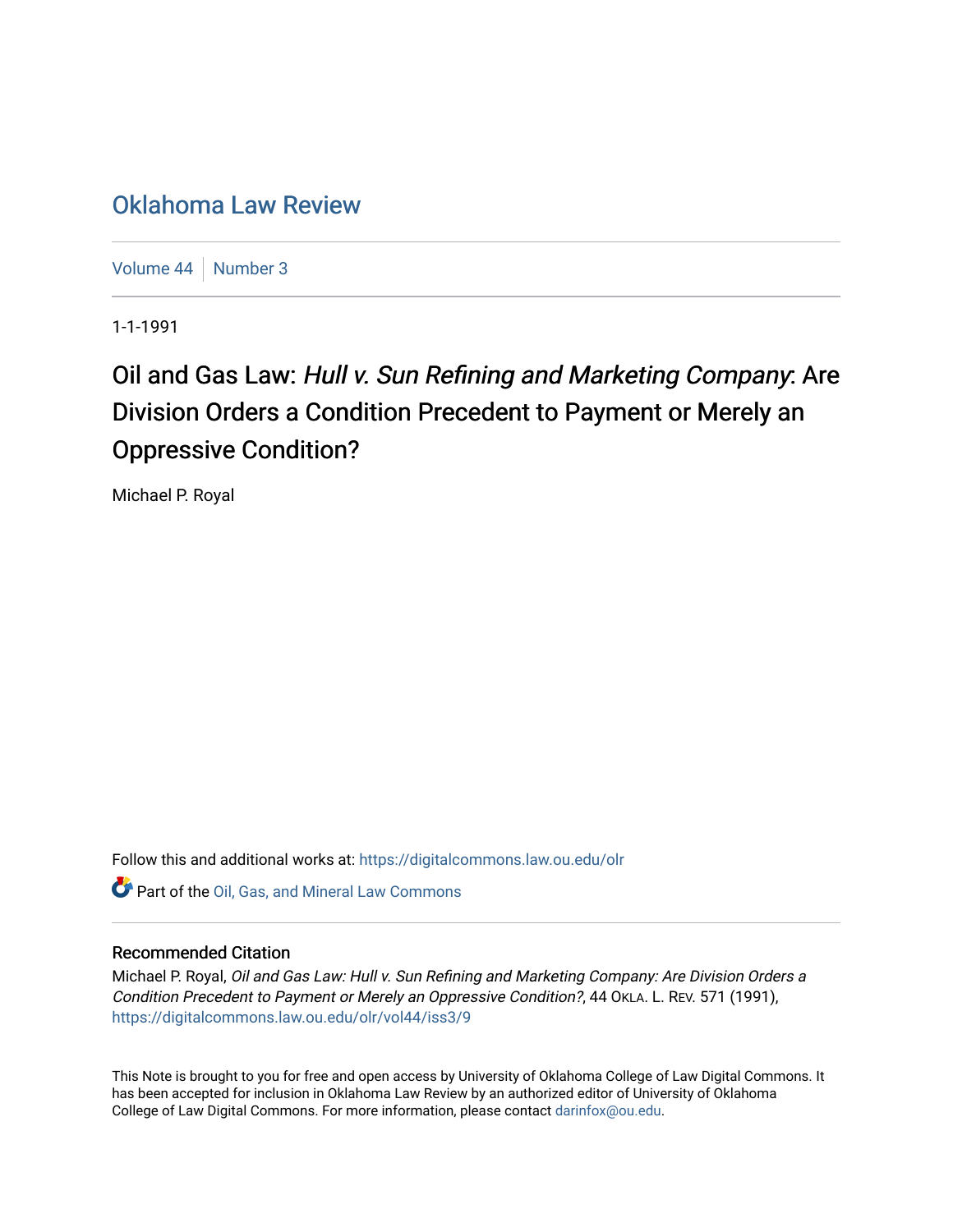Oklahoma Law Review

Volume 44 | Number 3

1-1-1991

# Oil and Gas Law: *Hull v. Sun Refining and Marketing Company*: Are Division Orders a Condition Precedent to Payment or Merely an Oppressive Condition?

Michael P. Royal

Follow this and additional works at: https://digitalcommons.law.ou.edu/olr

Part of the Oil, Gas, and Mineral Law Commons

## Recommended Citation

Michael P. Royal, *Oil and Gas Law: Hull v. Sun Refining and Marketing Company: Are Division Orders a Condition Precedent to Payment or Merely an Oppressive Condition?*, 44 OKLA. L. REV. 571 (1991), https://digitalcommons.law.ou.edu/olr/vol44/iss3/9

This Note is brought to you for free and open access by University of Oklahoma College of Law Digital Commons. It has been accepted for inclusion in Oklahoma Law Review by an authorized editor of University of Oklahoma College of Law Digital Commons. For more information, please contact darinfox@ou.edu.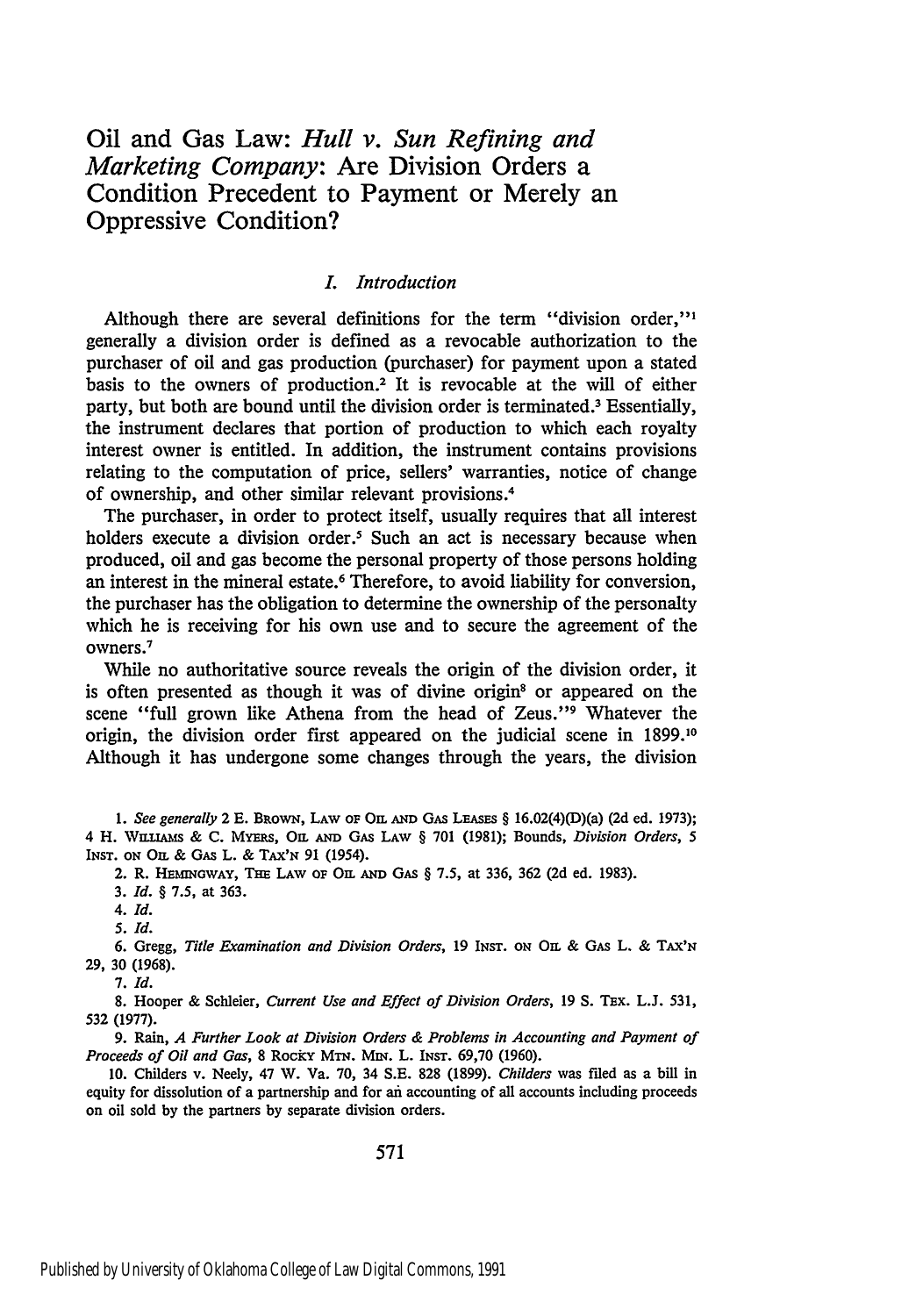# Oil and Gas Law: *Hull v. Sun Refining and Marketing Company*: Are Division Orders a Condition Precedent to Payment or Merely an Oppressive Condition?

## *I. Introduction*

Although there are several definitions for the term "division order,"[1] generally a division order is defined as a revocable authorization to the purchaser of oil and gas production (purchaser) for payment upon a stated basis to the owners of production.[2] It is revocable at the will of either party, but both are bound until the division order is terminated.[3] Essentially, the instrument declares that portion of production to which each royalty interest owner is entitled. In addition, the instrument contains provisions relating to the computation of price, sellers' warranties, notice of change of ownership, and other similar relevant provisions.[4]

The purchaser, in order to protect itself, usually requires that all interest holders execute a division order.[5] Such an act is necessary because when produced, oil and gas become the personal property of those persons holding an interest in the mineral estate.[6] Therefore, to avoid liability for conversion, the purchaser has the obligation to determine the ownership of the personalty which he is receiving for his own use and to secure the agreement of the owners.[7]

While no authoritative source reveals the origin of the division order, it is often presented as though it was of divine origin[8] or appeared on the scene "full grown like Athena from the head of Zeus."[9] Whatever the origin, the division order first appeared on the judicial scene in 1899.[10] Although it has undergone some changes through the years, the division

---

1. *See generally* 2 E. BROWN, LAW OF OIL AND GAS LEASES § 16.02(4)(D)(a) (2d ed. 1973); 4 H. WILLIAMS & C. MYERS, OIL AND GAS LAW § 701 (1981); Bounds, *Division Orders*, 5 INST. ON OIL & GAS L. & TAX'N 91 (1954).

2. R. HEMINGWAY, THE LAW OF OIL AND GAS § 7.5, at 336, 362 (2d ed. 1983).

3. *Id.* § 7.5, at 363.

4. *Id.*

5. *Id.*

6. Gregg, *Title Examination and Division Orders*, 19 INST. ON OIL & GAS L. & TAX'N 29, 30 (1968).

7. *Id.*

8. Hooper & Schleier, *Current Use and Effect of Division Orders*, 19 S. TEX. L.J. 531, 532 (1977).

9. Rain, *A Further Look at Division Orders & Problems in Accounting and Payment of Proceeds of Oil and Gas*, 8 ROCKY MTN. MIN. L. INST. 69,70 (1960).

10. Childers v. Neely, 47 W. Va. 70, 34 S.E. 828 (1899). *Childers* was filed as a bill in equity for dissolution of a partnership and for an accounting of all accounts including proceeds on oil sold by the partners by separate division orders.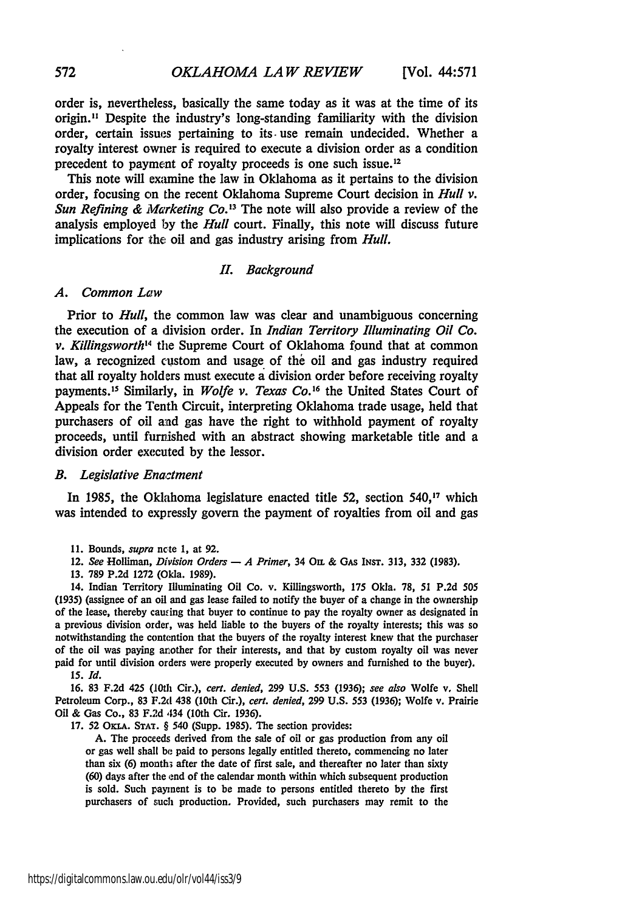order is, nevertheless, basically the same today as it was at the time of its origin.[11] Despite the industry's long-standing familiarity with the division order, certain issues pertaining to its use remain undecided. Whether a royalty interest owner is required to execute a division order as a condition precedent to payment of royalty proceeds is one such issue.[12]

This note will examine the law in Oklahoma as it pertains to the division order, focusing on the recent Oklahoma Supreme Court decision in *Hull v. Sun Refining & Marketing Co.*[13] The note will also provide a review of the analysis employed by the *Hull* court. Finally, this note will discuss future implications for the oil and gas industry arising from *Hull.*

## *II. Background*

### *A. Common Law*

Prior to *Hull*, the common law was clear and unambiguous concerning the execution of a division order. In *Indian Territory Illuminating Oil Co. v. Killingsworth*[14] the Supreme Court of Oklahoma found that at common law, a recognized custom and usage of the oil and gas industry required that all royalty holders must execute a division order before receiving royalty payments.[15] Similarly, in *Wolfe v. Texas Co.*[16] the United States Court of Appeals for the Tenth Circuit, interpreting Oklahoma trade usage, held that purchasers of oil and gas have the right to withhold payment of royalty proceeds, until furnished with an abstract showing marketable title and a division order executed by the lessor.

### *B. Legislative Enactment*

In 1985, the Oklahoma legislature enacted title 52, section 540,[17] which was intended to expressly govern the payment of royalties from oil and gas

---

11. Bounds, *supra* note 1, at 92.

12. *See* Holliman, *Division Orders — A Primer*, 34 OIL & GAS INST. 313, 332 (1983).

13. 789 P.2d 1272 (Okla. 1989).

14. Indian Territory Illuminating Oil Co. v. Killingsworth, 175 Okla. 78, 51 P.2d 505 (1935) (assignee of an oil and gas lease failed to notify the buyer of a change in the ownership of the lease, thereby causing that buyer to continue to pay the royalty owner as designated in a previous division order, was held liable to the buyers of the royalty interests; this was so notwithstanding the contention that the buyers of the royalty interest knew that the purchaser of the oil was paying another for their interests, and that by custom royalty oil was never paid for until division orders were properly executed by owners and furnished to the buyer).

15. *Id.*

16. 83 F.2d 425 (10th Cir.), *cert. denied*, 299 U.S. 553 (1936); *see also* Wolfe v. Shell Petroleum Corp., 83 F.2d 438 (10th Cir.), *cert. denied*, 299 U.S. 553 (1936); Wolfe v. Prairie Oil & Gas Co., 83 F.2d 434 (10th Cir. 1936).

17. 52 OKLA. STAT. § 540 (Supp. 1985). The section provides:

> A. The proceeds derived from the sale of oil or gas production from any oil or gas well shall be paid to persons legally entitled thereto, commencing no later than six (6) months after the date of first sale, and thereafter no later than sixty (60) days after the end of the calendar month within which subsequent production is sold. Such payment is to be made to persons entitled thereto by the first purchasers of such production. Provided, such purchasers may remit to the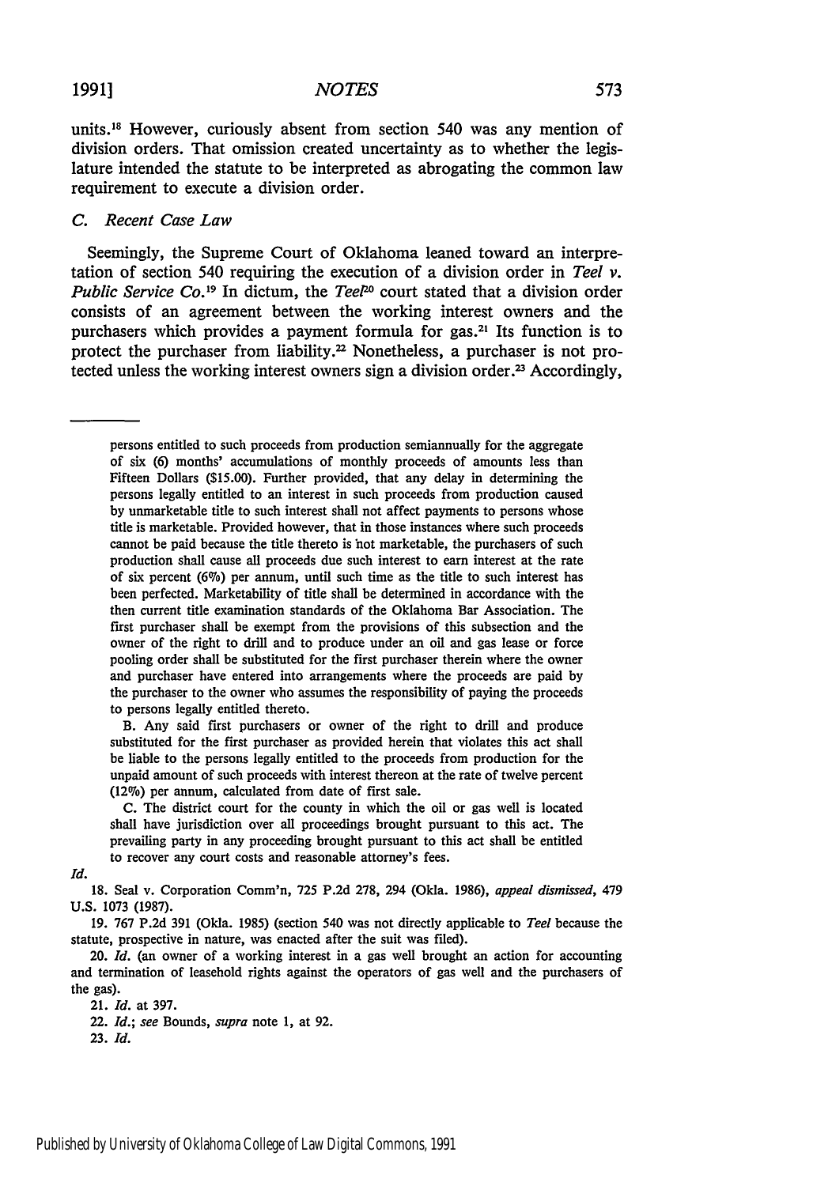units.[18] However, curiously absent from section 540 was any mention of division orders. That omission created uncertainty as to whether the legislature intended the statute to be interpreted as abrogating the common law requirement to execute a division order.

### C. *Recent Case Law*

Seemingly, the Supreme Court of Oklahoma leaned toward an interpretation of section 540 requiring the execution of a division order in *Teel v. Public Service Co.*[19] In dictum, the *Teel*[20] court stated that a division order consists of an agreement between the working interest owners and the purchasers which provides a payment formula for gas.[21] Its function is to protect the purchaser from liability.[22] Nonetheless, a purchaser is not protected unless the working interest owners sign a division order.[23] Accordingly,

---

persons entitled to such proceeds from production semiannually for the aggregate of six (6) months' accumulations of monthly proceeds of amounts less than Fifteen Dollars ($15.00). Further provided, that any delay in determining the persons legally entitled to an interest in such proceeds from production caused by unmarketable title to such interest shall not affect payments to persons whose title is marketable. Provided however, that in those instances where such proceeds cannot be paid because the title thereto is not marketable, the purchasers of such production shall cause all proceeds due such interest to earn interest at the rate of six percent (6%) per annum, until such time as the title to such interest has been perfected. Marketability of title shall be determined in accordance with the then current title examination standards of the Oklahoma Bar Association. The first purchaser shall be exempt from the provisions of this subsection and the owner of the right to drill and to produce under an oil and gas lease or force pooling order shall be substituted for the first purchaser therein where the owner and purchaser have entered into arrangements where the proceeds are paid by the purchaser to the owner who assumes the responsibility of paying the proceeds to persons legally entitled thereto.

B. Any said first purchasers or owner of the right to drill and produce substituted for the first purchaser as provided herein that violates this act shall be liable to the persons legally entitled to the proceeds from production for the unpaid amount of such proceeds with interest thereon at the rate of twelve percent (12%) per annum, calculated from date of first sale.

C. The district court for the county in which the oil or gas well is located shall have jurisdiction over all proceedings brought pursuant to this act. The prevailing party in any proceeding brought pursuant to this act shall be entitled to recover any court costs and reasonable attorney's fees.

*Id.*

18. Seal v. Corporation Comm'n, 725 P.2d 278, 294 (Okla. 1986), *appeal dismissed*, 479 U.S. 1073 (1987).

19. 767 P.2d 391 (Okla. 1985) (section 540 was not directly applicable to *Teel* because the statute, prospective in nature, was enacted after the suit was filed).

20. *Id.* (an owner of a working interest in a gas well brought an action for accounting and termination of leasehold rights against the operators of gas well and the purchasers of the gas).

21. *Id.* at 397.

22. *Id.*; *see* Bounds, *supra* note 1, at 92.

23. *Id.*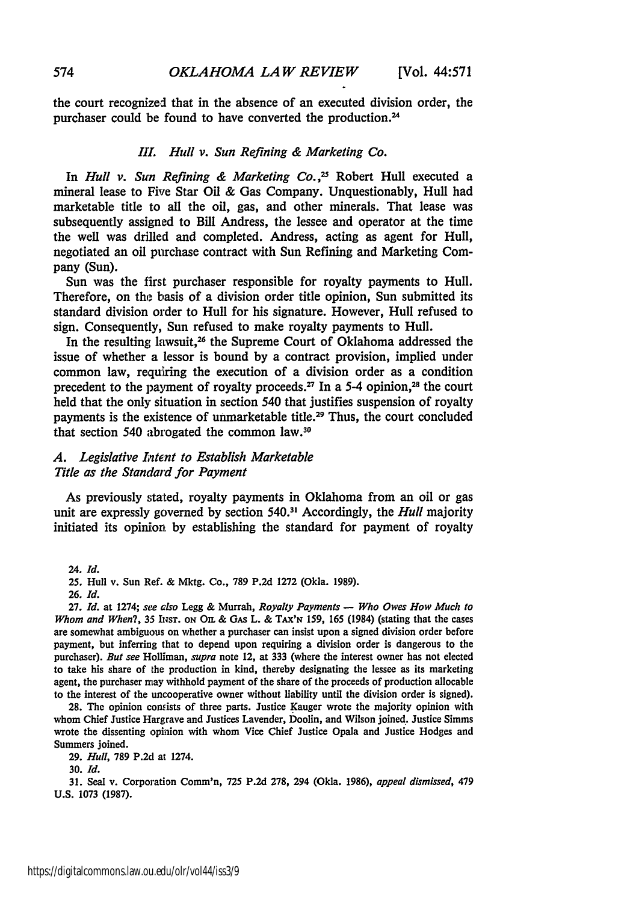the court recognized that in the absence of an executed division order, the purchaser could be found to have converted the production.[24]

### *III. Hull v. Sun Refining & Marketing Co.*

In *Hull v. Sun Refining & Marketing Co.*,[25] Robert Hull executed a mineral lease to Five Star Oil & Gas Company. Unquestionably, Hull had marketable title to all the oil, gas, and other minerals. That lease was subsequently assigned to Bill Andress, the lessee and operator at the time the well was drilled and completed. Andress, acting as agent for Hull, negotiated an oil purchase contract with Sun Refining and Marketing Company (Sun).

Sun was the first purchaser responsible for royalty payments to Hull. Therefore, on the basis of a division order title opinion, Sun submitted its standard division order to Hull for his signature. However, Hull refused to sign. Consequently, Sun refused to make royalty payments to Hull.

In the resulting lawsuit,[26] the Supreme Court of Oklahoma addressed the issue of whether a lessor is bound by a contract provision, implied under common law, requiring the execution of a division order as a condition precedent to the payment of royalty proceeds.[27] In a 5-4 opinion,[28] the court held that the only situation in section 540 that justifies suspension of royalty payments is the existence of unmarketable title.[29] Thus, the court concluded that section 540 abrogated the common law.[30]

#### *A. Legislative Intent to Establish Marketable Title as the Standard for Payment*

As previously stated, royalty payments in Oklahoma from an oil or gas unit are expressly governed by section 540.[31] Accordingly, the *Hull* majority initiated its opinion by establishing the standard for payment of royalty

---

24. *Id.*

25. Hull v. Sun Ref. & Mktg. Co., 789 P.2d 1272 (Okla. 1989).

26. *Id.*

27. *Id.* at 1274; *see also* Legg & Murrah, *Royalty Payments — Who Owes How Much to Whom and When?*, 35 Inst. on Oil & Gas L. & Tax'n 159, 165 (1984) (stating that the cases are somewhat ambiguous on whether a purchaser can insist upon a signed division order before payment, but inferring that to depend upon requiring a division order is dangerous to the purchaser). *But see* Holliman, *supra* note 12, at 333 (where the interest owner has not elected to take his share of the production in kind, thereby designating the lessee as its marketing agent, the purchaser may withhold payment of the share of the proceeds of production allocable to the interest of the uncooperative owner without liability until the division order is signed).

28. The opinion consists of three parts. Justice Kauger wrote the majority opinion with whom Chief Justice Hargrave and Justices Lavender, Doolin, and Wilson joined. Justice Simms wrote the dissenting opinion with whom Vice Chief Justice Opala and Justice Hodges and Summers joined.

29. *Hull*, 789 P.2d at 1274.

30. *Id.*

31. Seal v. Corporation Comm'n, 725 P.2d 278, 294 (Okla. 1986), *appeal dismissed*, 479 U.S. 1073 (1987).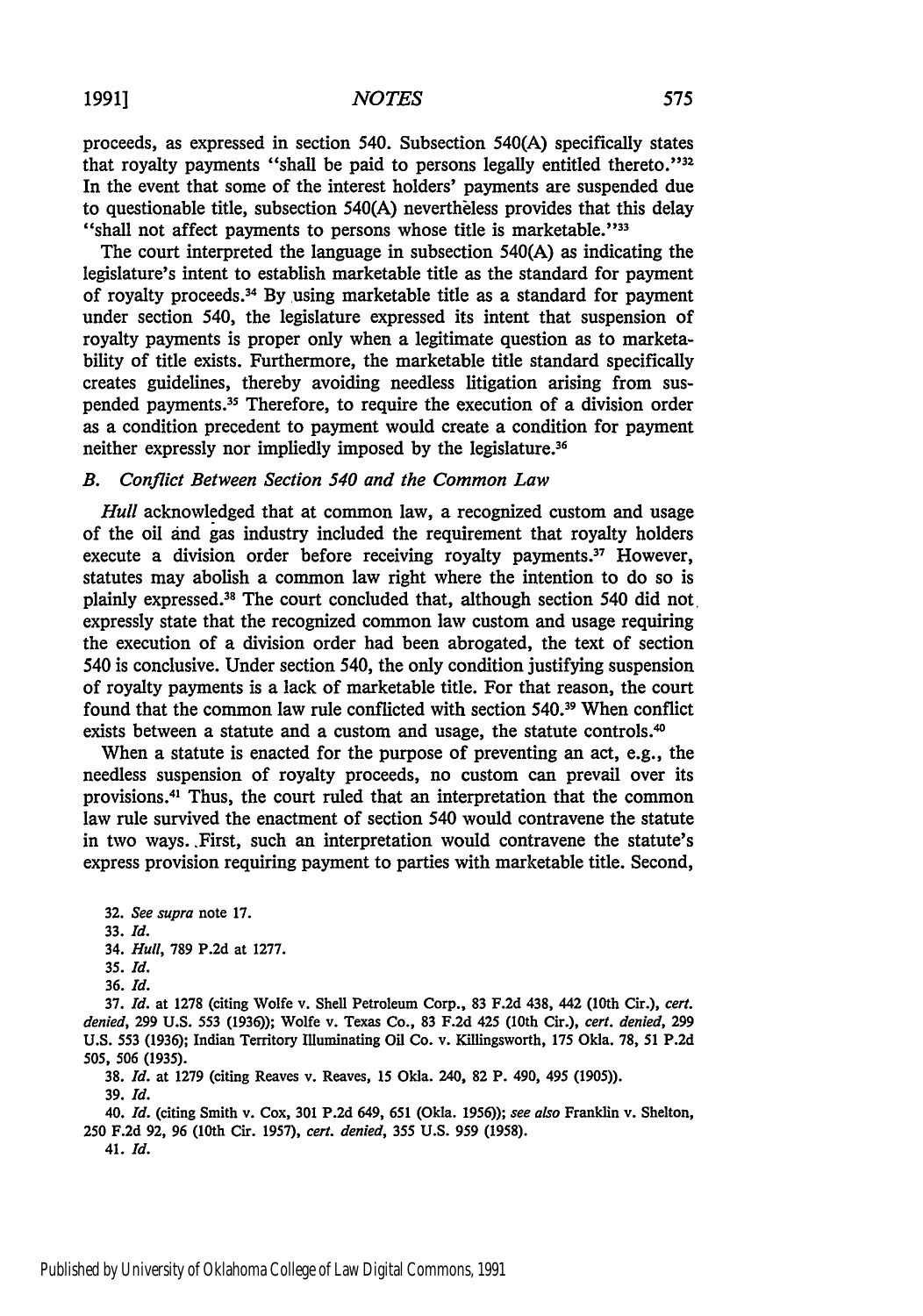proceeds, as expressed in section 540. Subsection 540(A) specifically states that royalty payments "shall be paid to persons legally entitled thereto."[32] In the event that some of the interest holders' payments are suspended due to questionable title, subsection 540(A) nevertheless provides that this delay "shall not affect payments to persons whose title is marketable."[33]

The court interpreted the language in subsection 540(A) as indicating the legislature's intent to establish marketable title as the standard for payment of royalty proceeds.[34] By using marketable title as a standard for payment under section 540, the legislature expressed its intent that suspension of royalty payments is proper only when a legitimate question as to marketability of title exists. Furthermore, the marketable title standard specifically creates guidelines, thereby avoiding needless litigation arising from suspended payments.[35] Therefore, to require the execution of a division order as a condition precedent to payment would create a condition for payment neither expressly nor impliedly imposed by the legislature.[36]

### *B. Conflict Between Section 540 and the Common Law*

*Hull* acknowledged that at common law, a recognized custom and usage of the oil and gas industry included the requirement that royalty holders execute a division order before receiving royalty payments.[37] However, statutes may abolish a common law right where the intention to do so is plainly expressed.[38] The court concluded that, although section 540 did not expressly state that the recognized common law custom and usage requiring the execution of a division order had been abrogated, the text of section 540 is conclusive. Under section 540, the only condition justifying suspension of royalty payments is a lack of marketable title. For that reason, the court found that the common law rule conflicted with section 540.[39] When conflict exists between a statute and a custom and usage, the statute controls.[40]

When a statute is enacted for the purpose of preventing an act, e.g., the needless suspension of royalty proceeds, no custom can prevail over its provisions.[41] Thus, the court ruled that an interpretation that the common law rule survived the enactment of section 540 would contravene the statute in two ways. First, such an interpretation would contravene the statute's express provision requiring payment to parties with marketable title. Second,

32. *See supra* note 17.

33. *Id.*

34. *Hull*, 789 P.2d at 1277.

35. *Id.*

36. *Id.*

37. *Id.* at 1278 (citing Wolfe v. Shell Petroleum Corp., 83 F.2d 438, 442 (10th Cir.), *cert. denied*, 299 U.S. 553 (1936)); Wolfe v. Texas Co., 83 F.2d 425 (10th Cir.), *cert. denied*, 299 U.S. 553 (1936); Indian Territory Illuminating Oil Co. v. Killingsworth, 175 Okla. 78, 51 P.2d 505, 506 (1935).

38. *Id.* at 1279 (citing Reaves v. Reaves, 15 Okla. 240, 82 P. 490, 495 (1905)).

39. *Id.*

40. *Id.* (citing Smith v. Cox, 301 P.2d 649, 651 (Okla. 1956)); *see also* Franklin v. Shelton, 250 F.2d 92, 96 (10th Cir. 1957), *cert. denied*, 355 U.S. 959 (1958).

41. *Id.*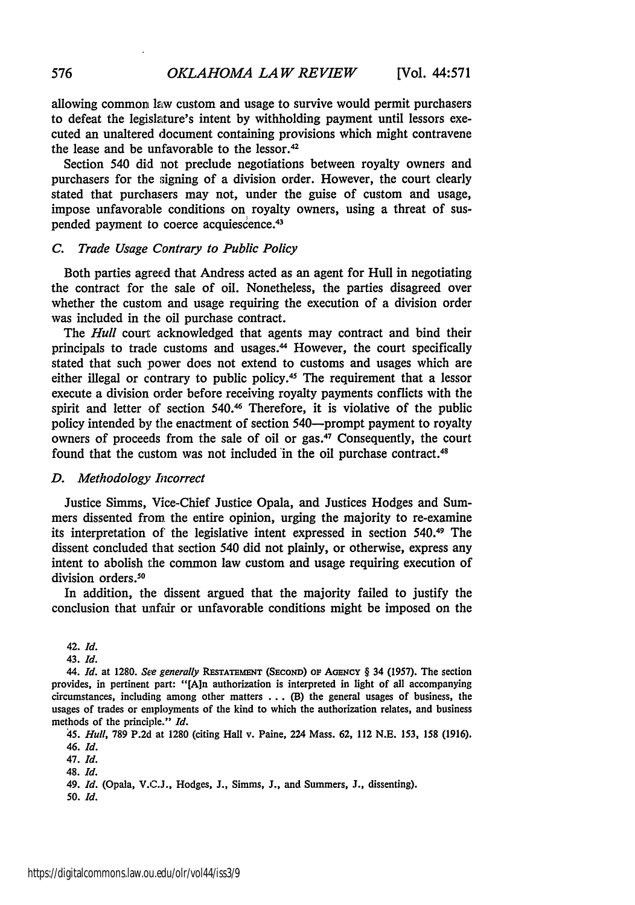allowing common law custom and usage to survive would permit purchasers to defeat the legislature's intent by withholding payment until lessors executed an unaltered document containing provisions which might contravene the lease and be unfavorable to the lessor.[42]

Section 540 did not preclude negotiations between royalty owners and purchasers for the signing of a division order. However, the court clearly stated that purchasers may not, under the guise of custom and usage, impose unfavorable conditions on royalty owners, using a threat of suspended payment to coerce acquiescence.[43]

### *C. Trade Usage Contrary to Public Policy*

Both parties agreed that Andress acted as an agent for Hull in negotiating the contract for the sale of oil. Nonetheless, the parties disagreed over whether the custom and usage requiring the execution of a division order was included in the oil purchase contract.

The *Hull* court acknowledged that agents may contract and bind their principals to trade customs and usages.[44] However, the court specifically stated that such power does not extend to customs and usages which are either illegal or contrary to public policy.[45] The requirement that a lessor execute a division order before receiving royalty payments conflicts with the spirit and letter of section 540.[46] Therefore, it is violative of the public policy intended by the enactment of section 540—prompt payment to royalty owners of proceeds from the sale of oil or gas.[47] Consequently, the court found that the custom was not included in the oil purchase contract.[48]

### *D. Methodology Incorrect*

Justice Simms, Vice-Chief Justice Opala, and Justices Hodges and Summers dissented from the entire opinion, urging the majority to re-examine its interpretation of the legislative intent expressed in section 540.[49] The dissent concluded that section 540 did not plainly, or otherwise, express any intent to abolish the common law custom and usage requiring execution of division orders.[50]

In addition, the dissent argued that the majority failed to justify the conclusion that unfair or unfavorable conditions might be imposed on the

---

42. *Id.*

43. *Id.*

44. *Id.* at 1280. *See generally* RESTATEMENT (SECOND) OF AGENCY § 34 (1957). The section provides, in pertinent part: "[A]n authorization is interpreted in light of all accompanying circumstances, including among other matters . . . (B) the general usages of business, the usages of trades or employments of the kind to which the authorization relates, and business methods of the principle." *Id.*

45. *Hull*, 789 P.2d at 1280 (citing Hall v. Paine, 224 Mass. 62, 112 N.E. 153, 158 (1916).

46. *Id.*

47. *Id.*

48. *Id.*

49. *Id.* (Opala, V.C.J., Hodges, J., Simms, J., and Summers, J., dissenting).

50. *Id.*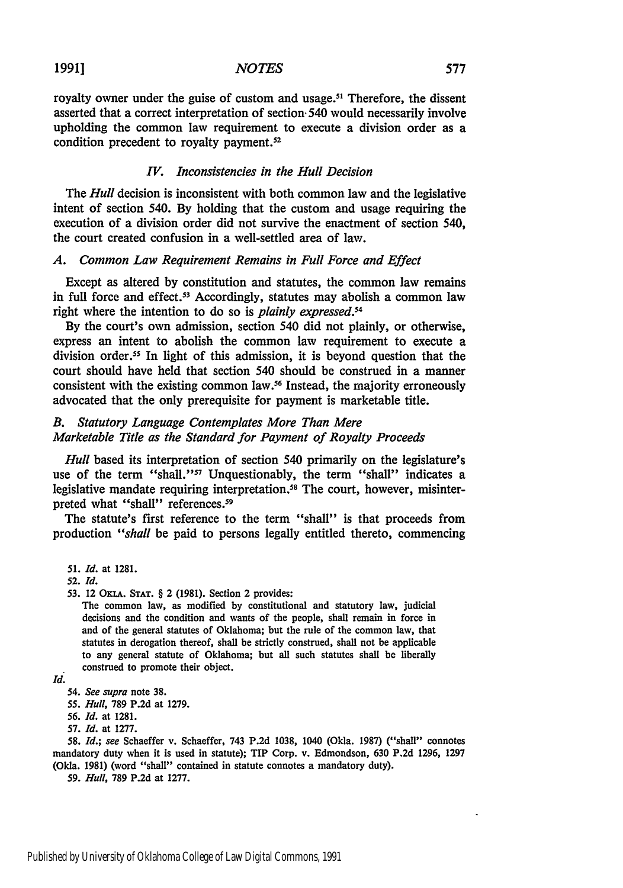royalty owner under the guise of custom and usage.[51] Therefore, the dissent asserted that a correct interpretation of section 540 would necessarily involve upholding the common law requirement to execute a division order as a condition precedent to royalty payment.[52]

### *IV. Inconsistencies in the Hull Decision*

The *Hull* decision is inconsistent with both common law and the legislative intent of section 540. By holding that the custom and usage requiring the execution of a division order did not survive the enactment of section 540, the court created confusion in a well-settled area of law.

#### *A. Common Law Requirement Remains in Full Force and Effect*

Except as altered by constitution and statutes, the common law remains in full force and effect.[53] Accordingly, statutes may abolish a common law right where the intention to do so is *plainly expressed*.[54]

By the court's own admission, section 540 did not plainly, or otherwise, express an intent to abolish the common law requirement to execute a division order.[55] In light of this admission, it is beyond question that the court should have held that section 540 should be construed in a manner consistent with the existing common law.[56] Instead, the majority erroneously advocated that the only prerequisite for payment is marketable title.

#### *B. Statutory Language Contemplates More Than Mere Marketable Title as the Standard for Payment of Royalty Proceeds*

*Hull* based its interpretation of section 540 primarily on the legislature's use of the term "shall."[57] Unquestionably, the term "shall" indicates a legislative mandate requiring interpretation.[58] The court, however, misinterpreted what "shall" references.[59]

The statute's first reference to the term "shall" is that proceeds from production "*shall* be paid to persons legally entitled thereto, commencing

---

51. *Id.* at 1281.

52. *Id.*

53. 12 OKLA. STAT. § 2 (1981). Section 2 provides:

> The common law, as modified by constitutional and statutory law, judicial decisions and the condition and wants of the people, shall remain in force in and of the general statutes of Oklahoma; but the rule of the common law, that statutes in derogation thereof, shall be strictly construed, shall not be applicable to any general statute of Oklahoma; but all such statutes shall be liberally construed to promote their object.

*Id.*

54. *See supra* note 38.

55. *Hull*, 789 P.2d at 1279.

56. *Id.* at 1281.

57. *Id.* at 1277.

58. *Id.*; *see* Schaeffer v. Schaeffer, 743 P.2d 1038, 1040 (Okla. 1987) ("shall" connotes mandatory duty when it is used in statute); TIP Corp. v. Edmondson, 630 P.2d 1296, 1297 (Okla. 1981) (word "shall" contained in statute connotes a mandatory duty).

59. *Hull*, 789 P.2d at 1277.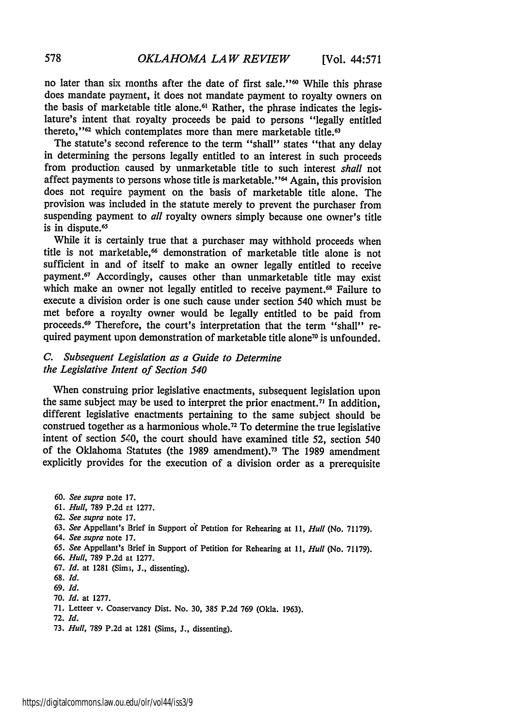no later than six months after the date of first sale."[60] While this phrase does mandate payment, it does not mandate payment to royalty owners on the basis of marketable title alone.[61] Rather, the phrase indicates the legislature's intent that royalty proceeds be paid to persons "legally entitled thereto,"[62] which contemplates more than mere marketable title.[63]

The statute's second reference to the term "shall" states "that any delay in determining the persons legally entitled to an interest in such proceeds from production caused by unmarketable title to such interest *shall* not affect payments to persons whose title is marketable."[64] Again, this provision does not require payment on the basis of marketable title alone. The provision was included in the statute merely to prevent the purchaser from suspending payment to *all* royalty owners simply because one owner's title is in dispute.[65]

While it is certainly true that a purchaser may withhold proceeds when title is not marketable,[66] demonstration of marketable title alone is not sufficient in and of itself to make an owner legally entitled to receive payment.[67] Accordingly, causes other than unmarketable title may exist which make an owner not legally entitled to receive payment.[68] Failure to execute a division order is one such cause under section 540 which must be met before a royalty owner would be legally entitled to be paid from proceeds.[69] Therefore, the court's interpretation that the term "shall" required payment upon demonstration of marketable title alone[70] is unfounded.

### C. *Subsequent Legislation as a Guide to Determine the Legislative Intent of Section 540*

When construing prior legislative enactments, subsequent legislation upon the same subject may be used to interpret the prior enactment.[71] In addition, different legislative enactments pertaining to the same subject should be construed together as a harmonious whole.[72] To determine the true legislative intent of section 540, the court should have examined title 52, section 540 of the Oklahoma Statutes (the 1989 amendment).[73] The 1989 amendment explicitly provides for the execution of a division order as a prerequisite

60. *See supra* note 17.
61. *Hull*, 789 P.2d at 1277.
62. *See supra* note 17.
63. *See* Appellant's Brief in Support of Petition for Rehearing at 11, *Hull* (No. 71179).
64. *See supra* note 17.
65. *See* Appellant's Brief in Support of Petition for Rehearing at 11, *Hull* (No. 71179).
66. *Hull*, 789 P.2d at 1277.
67. *Id.* at 1281 (Sims, J., dissenting).
68. *Id.*
69. *Id.*
70. *Id.* at 1277.
71. Letteer v. Conservancy Dist. No. 30, 385 P.2d 769 (Okla. 1963).
72. *Id.*
73. *Hull*, 789 P.2d at 1281 (Sims, J., dissenting).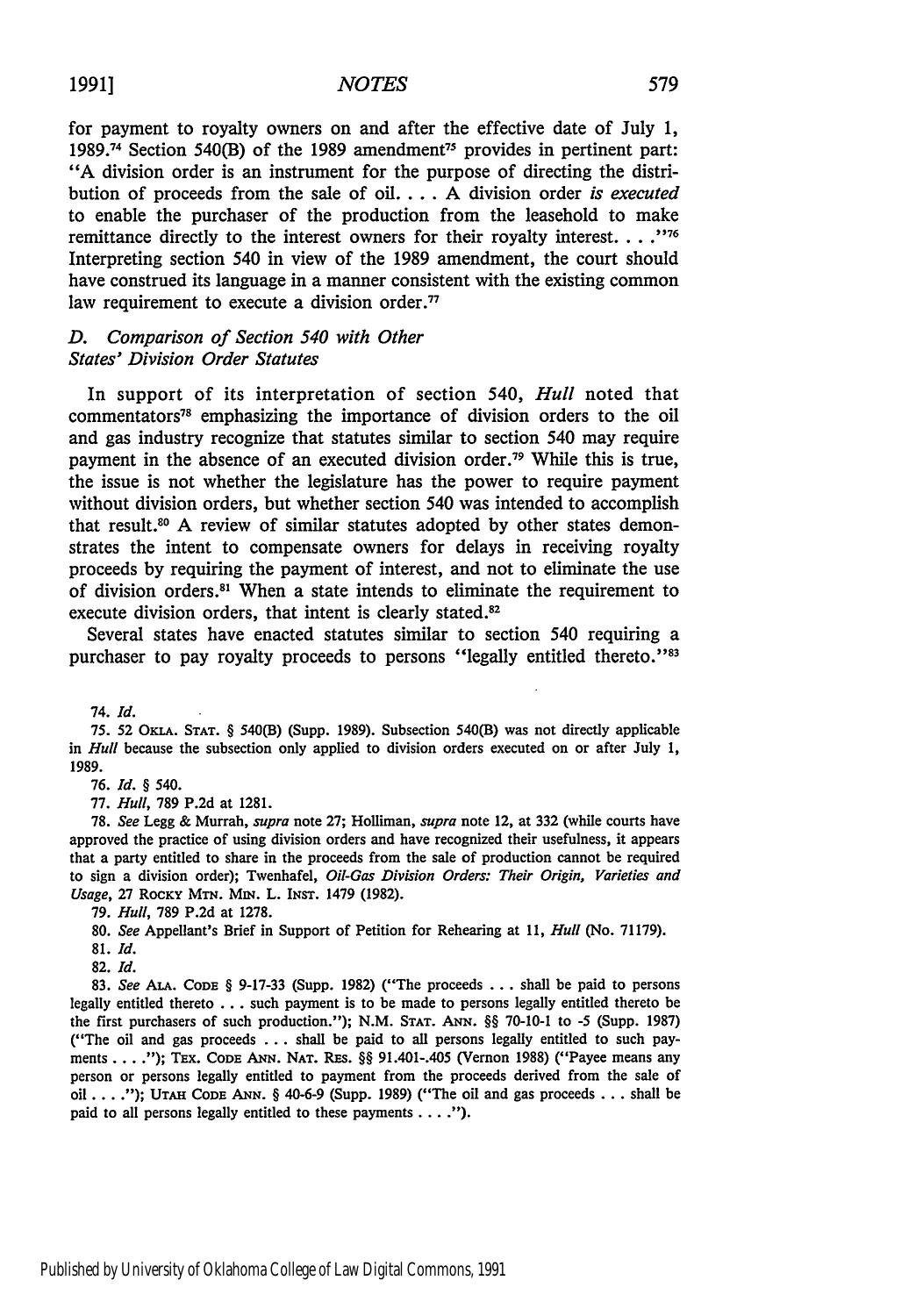for payment to royalty owners on and after the effective date of July 1, 1989.[74] Section 540(B) of the 1989 amendment[75] provides in pertinent part: "A division order is an instrument for the purpose of directing the distribution of proceeds from the sale of oil. . . . A division order *is executed* to enable the purchaser of the production from the leasehold to make remittance directly to the interest owners for their royalty interest. . . ."[76] Interpreting section 540 in view of the 1989 amendment, the court should have construed its language in a manner consistent with the existing common law requirement to execute a division order.[77]

### *D. Comparison of Section 540 with Other States' Division Order Statutes*

In support of its interpretation of section 540, *Hull* noted that commentators[78] emphasizing the importance of division orders to the oil and gas industry recognize that statutes similar to section 540 may require payment in the absence of an executed division order.[79] While this is true, the issue is not whether the legislature has the power to require payment without division orders, but whether section 540 was intended to accomplish that result.[80] A review of similar statutes adopted by other states demonstrates the intent to compensate owners for delays in receiving royalty proceeds by requiring the payment of interest, and not to eliminate the use of division orders.[81] When a state intends to eliminate the requirement to execute division orders, that intent is clearly stated.[82]

Several states have enacted statutes similar to section 540 requiring a purchaser to pay royalty proceeds to persons "legally entitled thereto."[83]

---

74. *Id.*

75. 52 OKLA. STAT. § 540(B) (Supp. 1989). Subsection 540(B) was not directly applicable in *Hull* because the subsection only applied to division orders executed on or after July 1, 1989.

76. *Id.* § 540.

77. *Hull*, 789 P.2d at 1281.

78. *See* Legg & Murrah, *supra* note 27; Holliman, *supra* note 12, at 332 (while courts have approved the practice of using division orders and have recognized their usefulness, it appears that a party entitled to share in the proceeds from the sale of production cannot be required to sign a division order); Twenhafel, *Oil-Gas Division Orders: Their Origin, Varieties and Usage*, 27 ROCKY MTN. MIN. L. INST. 1479 (1982).

79. *Hull*, 789 P.2d at 1278.

80. *See* Appellant's Brief in Support of Petition for Rehearing at 11, *Hull* (No. 71179).

81. *Id.*

82. *Id.*

83. *See* ALA. CODE § 9-17-33 (Supp. 1982) ("The proceeds . . . shall be paid to persons legally entitled thereto . . . such payment is to be made to persons legally entitled thereto be the first purchasers of such production."); N.M. STAT. ANN. §§ 70-10-1 to -5 (Supp. 1987) ("The oil and gas proceeds . . . shall be paid to all persons legally entitled to such payments . . . ."); TEX. CODE ANN. NAT. RES. §§ 91.401-.405 (Vernon 1988) ("Payee means any person or persons legally entitled to payment from the proceeds derived from the sale of oil . . . ."); UTAH CODE ANN. § 40-6-9 (Supp. 1989) ("The oil and gas proceeds . . . shall be paid to all persons legally entitled to these payments . . . .").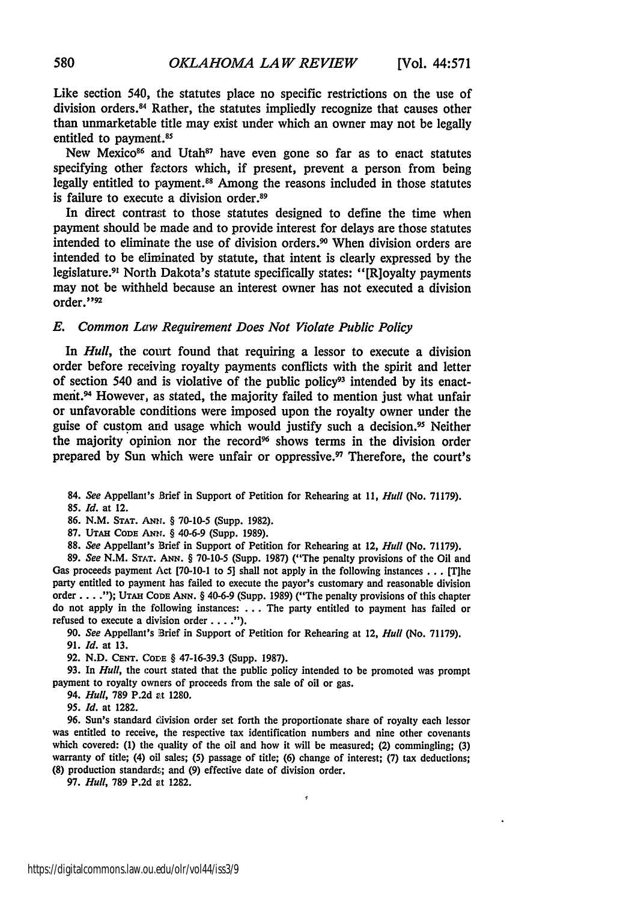Like section 540, the statutes place no specific restrictions on the use of division orders.[84] Rather, the statutes impliedly recognize that causes other than unmarketable title may exist under which an owner may not be legally entitled to payment.[85]

New Mexico[86] and Utah[87] have even gone so far as to enact statutes specifying other factors which, if present, prevent a person from being legally entitled to payment.[88] Among the reasons included in those statutes is failure to execute a division order.[89]

In direct contrast to those statutes designed to define the time when payment should be made and to provide interest for delays are those statutes intended to eliminate the use of division orders.[90] When division orders are intended to be eliminated by statute, that intent is clearly expressed by the legislature.[91] North Dakota's statute specifically states: "[R]oyalty payments may not be withheld because an interest owner has not executed a division order."[92]

### *E. Common Law Requirement Does Not Violate Public Policy*

In *Hull*, the court found that requiring a lessor to execute a division order before receiving royalty payments conflicts with the spirit and letter of section 540 and is violative of the public policy[93] intended by its enactment.[94] However, as stated, the majority failed to mention just what unfair or unfavorable conditions were imposed upon the royalty owner under the guise of custom and usage which would justify such a decision.[95] Neither the majority opinion nor the record[96] shows terms in the division order prepared by Sun which were unfair or oppressive.[97] Therefore, the court's

---

84. *See* Appellant's Brief in Support of Petition for Rehearing at 11, *Hull* (No. 71179).

85. *Id.* at 12.

86. N.M. STAT. ANN. § 70-10-5 (Supp. 1982).

87. UTAH CODE ANN. § 40-6-9 (Supp. 1989).

88. *See* Appellant's Brief in Support of Petition for Rehearing at 12, *Hull* (No. 71179).

89. *See* N.M. STAT. ANN. § 70-10-5 (Supp. 1987) ("The penalty provisions of the Oil and Gas proceeds payment Act [70-10-1 to 5] shall not apply in the following instances . . . [T]he party entitled to payment has failed to execute the payor's customary and reasonable division order . . . ."); UTAH CODE ANN. § 40-6-9 (Supp. 1989) ("The penalty provisions of this chapter do not apply in the following instances: . . . The party entitled to payment has failed or refused to execute a division order . . . .").

90. *See* Appellant's Brief in Support of Petition for Rehearing at 12, *Hull* (No. 71179).

91. *Id.* at 13.

92. N.D. CENT. CODE § 47-16-39.3 (Supp. 1987).

93. In *Hull*, the court stated that the public policy intended to be promoted was prompt payment to royalty owners of proceeds from the sale of oil or gas.

94. *Hull*, 789 P.2d at 1280.

95. *Id.* at 1282.

96. Sun's standard division order set forth the proportionate share of royalty each lessor was entitled to receive, the respective tax identification numbers and nine other covenants which covered: (1) the quality of the oil and how it will be measured; (2) commingling; (3) warranty of title; (4) oil sales; (5) passage of title; (6) change of interest; (7) tax deductions; (8) production standards; and (9) effective date of division order.

97. *Hull*, 789 P.2d at 1282.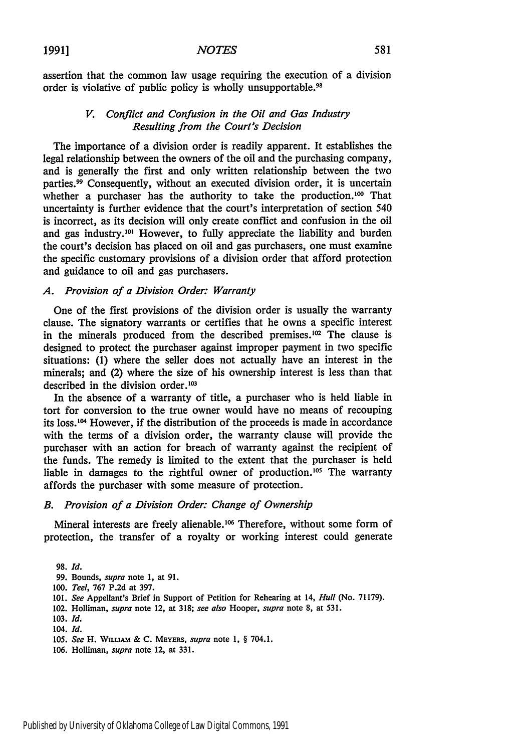assertion that the common law usage requiring the execution of a division order is violative of public policy is wholly unsupportable.[98]

### *V. Conflict and Confusion in the Oil and Gas Industry Resulting from the Court's Decision*

The importance of a division order is readily apparent. It establishes the legal relationship between the owners of the oil and the purchasing company, and is generally the first and only written relationship between the two parties.[99] Consequently, without an executed division order, it is uncertain whether a purchaser has the authority to take the production.[100] That uncertainty is further evidence that the court's interpretation of section 540 is incorrect, as its decision will only create conflict and confusion in the oil and gas industry.[101] However, to fully appreciate the liability and burden the court's decision has placed on oil and gas purchasers, one must examine the specific customary provisions of a division order that afford protection and guidance to oil and gas purchasers.

#### *A. Provision of a Division Order: Warranty*

One of the first provisions of the division order is usually the warranty clause. The signatory warrants or certifies that he owns a specific interest in the minerals produced from the described premises.[102] The clause is designed to protect the purchaser against improper payment in two specific situations: (1) where the seller does not actually have an interest in the minerals; and (2) where the size of his ownership interest is less than that described in the division order.[103]

In the absence of a warranty of title, a purchaser who is held liable in tort for conversion to the true owner would have no means of recouping its loss.[104] However, if the distribution of the proceeds is made in accordance with the terms of a division order, the warranty clause will provide the purchaser with an action for breach of warranty against the recipient of the funds. The remedy is limited to the extent that the purchaser is held liable in damages to the rightful owner of production.[105] The warranty affords the purchaser with some measure of protection.

#### *B. Provision of a Division Order: Change of Ownership*

Mineral interests are freely alienable.[106] Therefore, without some form of protection, the transfer of a royalty or working interest could generate

98. *Id.*
99. Bounds, *supra* note 1, at 91.
100. *Teel*, 767 P.2d at 397.
101. *See* Appellant's Brief in Support of Petition for Rehearing at 14, *Hull* (No. 71179).
102. Holliman, *supra* note 12, at 318; *see also* Hooper, *supra* note 8, at 531.
103. *Id.*
104. *Id.*
105. *See* H. WILLIAM & C. MEYERS, *supra* note 1, § 704.1.
106. Holliman, *supra* note 12, at 331.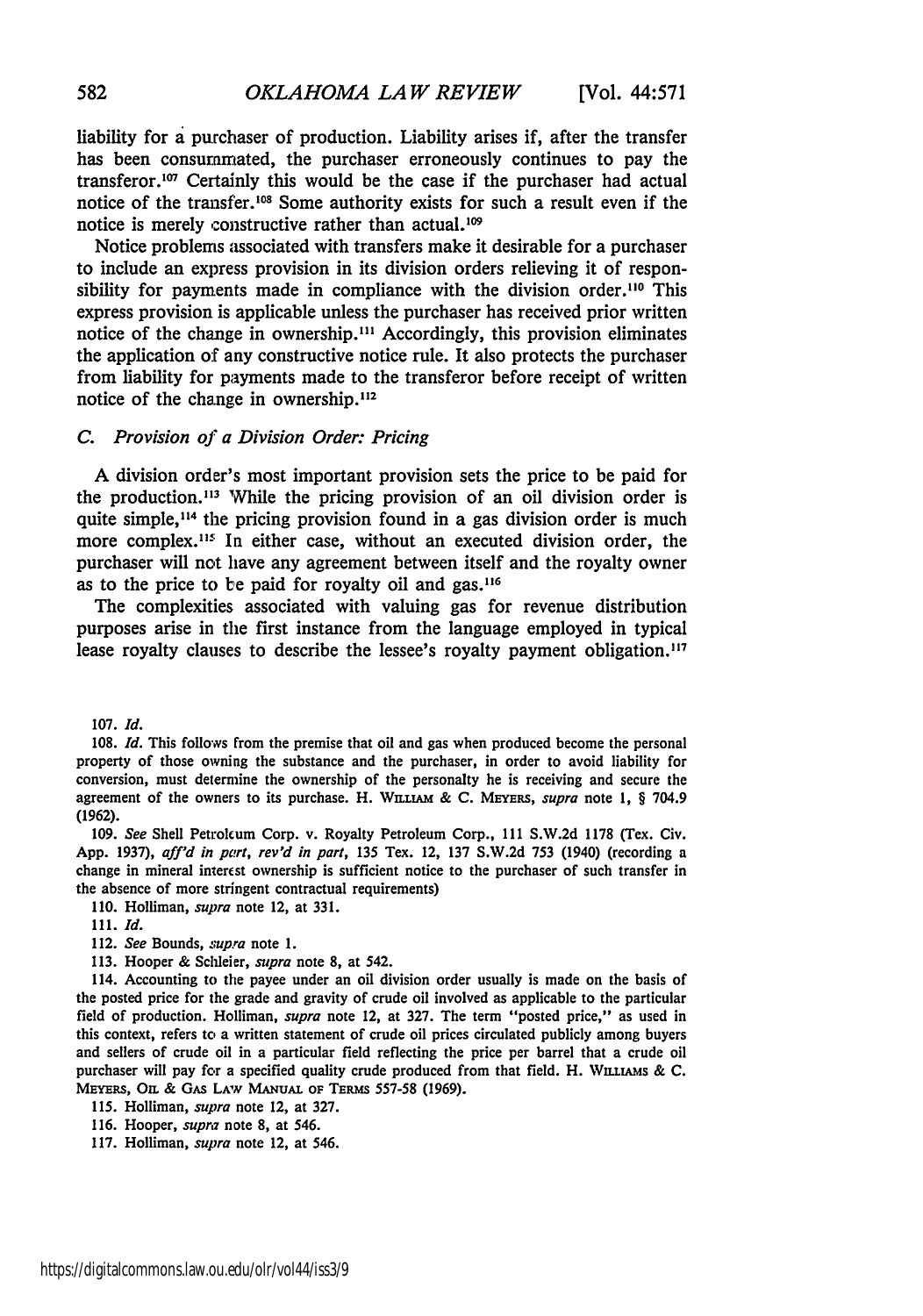liability for a purchaser of production. Liability arises if, after the transfer has been consummated, the purchaser erroneously continues to pay the transferor.[107] Certainly this would be the case if the purchaser had actual notice of the transfer.[108] Some authority exists for such a result even if the notice is merely constructive rather than actual.[109]

Notice problems associated with transfers make it desirable for a purchaser to include an express provision in its division orders relieving it of responsibility for payments made in compliance with the division order.[110] This express provision is applicable unless the purchaser has received prior written notice of the change in ownership.[111] Accordingly, this provision eliminates the application of any constructive notice rule. It also protects the purchaser from liability for payments made to the transferor before receipt of written notice of the change in ownership.[112]

### *C. Provision of a Division Order: Pricing*

A division order's most important provision sets the price to be paid for the production.[113] While the pricing provision of an oil division order is quite simple,[114] the pricing provision found in a gas division order is much more complex.[115] In either case, without an executed division order, the purchaser will not have any agreement between itself and the royalty owner as to the price to be paid for royalty oil and gas.[116]

The complexities associated with valuing gas for revenue distribution purposes arise in the first instance from the language employed in typical lease royalty clauses to describe the lessee's royalty payment obligation.[117]

---

107. *Id.*

108. *Id.* This follows from the premise that oil and gas when produced become the personal property of those owning the substance and the purchaser, in order to avoid liability for conversion, must determine the ownership of the personalty he is receiving and secure the agreement of the owners to its purchase. H. WILLIAM & C. MEYERS, *supra* note 1, § 704.9 (1962).

109. *See* Shell Petroleum Corp. v. Royalty Petroleum Corp., 111 S.W.2d 1178 (Tex. Civ. App. 1937), *aff'd in part, rev'd in part*, 135 Tex. 12, 137 S.W.2d 753 (1940) (recording a change in mineral interest ownership is sufficient notice to the purchaser of such transfer in the absence of more stringent contractual requirements)

110. Holliman, *supra* note 12, at 331.

111. *Id.*

112. *See* Bounds, *supra* note 1.

113. Hooper & Schleier, *supra* note 8, at 542.

114. Accounting to the payee under an oil division order usually is made on the basis of the posted price for the grade and gravity of crude oil involved as applicable to the particular field of production. Holliman, *supra* note 12, at 327. The term "posted price," as used in this context, refers to a written statement of crude oil prices circulated publicly among buyers and sellers of crude oil in a particular field reflecting the price per barrel that a crude oil purchaser will pay for a specified quality crude produced from that field. H. WILLIAMS & C. MEYERS, OIL & GAS LAW MANUAL OF TERMS 557-58 (1969).

115. Holliman, *supra* note 12, at 327.

116. Hooper, *supra* note 8, at 546.

117. Holliman, *supra* note 12, at 546.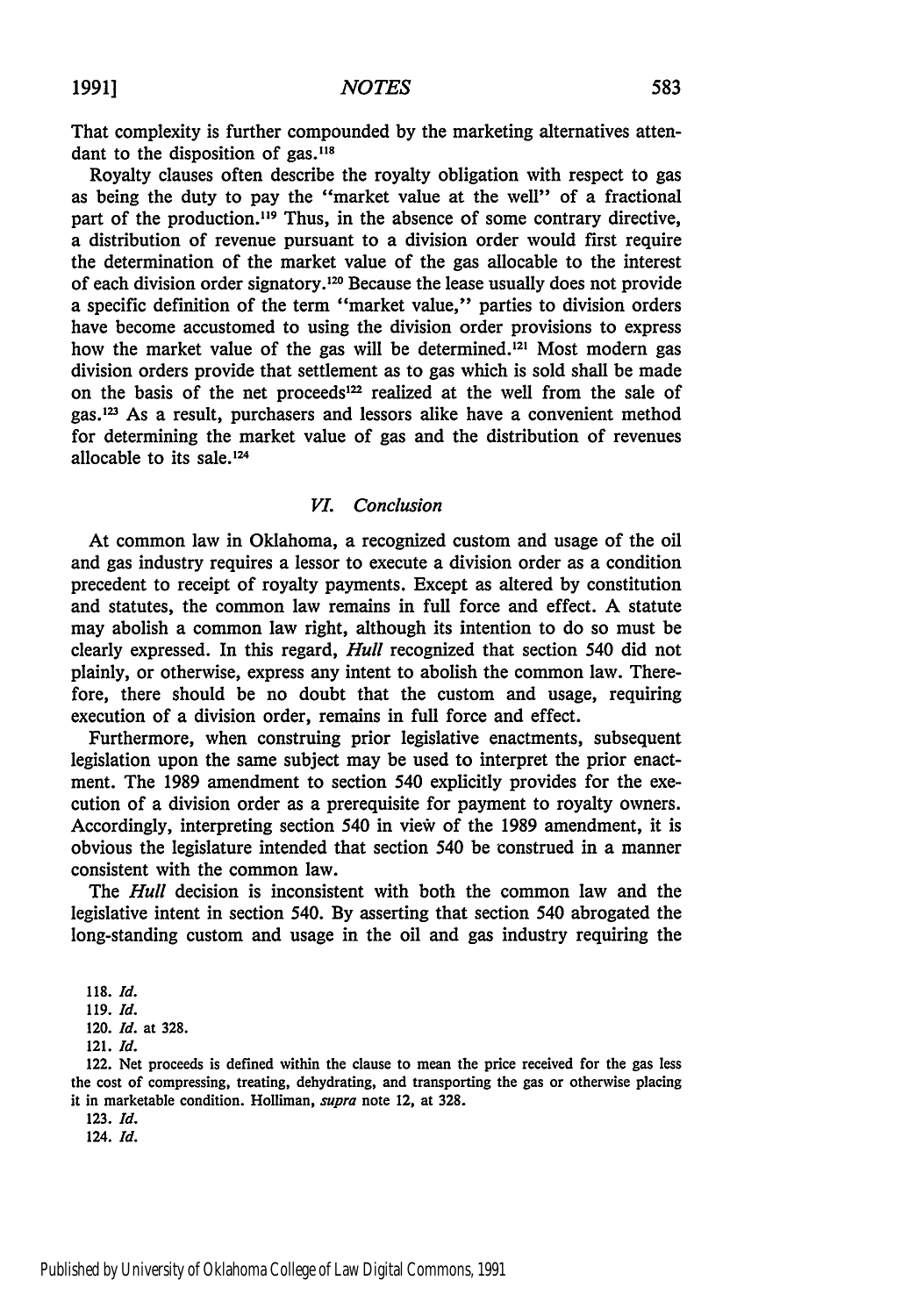That complexity is further compounded by the marketing alternatives attendant to the disposition of gas.[118]

Royalty clauses often describe the royalty obligation with respect to gas as being the duty to pay the "market value at the well" of a fractional part of the production.[119] Thus, in the absence of some contrary directive, a distribution of revenue pursuant to a division order would first require the determination of the market value of the gas allocable to the interest of each division order signatory.[120] Because the lease usually does not provide a specific definition of the term "market value," parties to division orders have become accustomed to using the division order provisions to express how the market value of the gas will be determined.[121] Most modern gas division orders provide that settlement as to gas which is sold shall be made on the basis of the net proceeds[122] realized at the well from the sale of gas.[123] As a result, purchasers and lessors alike have a convenient method for determining the market value of gas and the distribution of revenues allocable to its sale.[124]

### *VI. Conclusion*

At common law in Oklahoma, a recognized custom and usage of the oil and gas industry requires a lessor to execute a division order as a condition precedent to receipt of royalty payments. Except as altered by constitution and statutes, the common law remains in full force and effect. A statute may abolish a common law right, although its intention to do so must be clearly expressed. In this regard, *Hull* recognized that section 540 did not plainly, or otherwise, express any intent to abolish the common law. Therefore, there should be no doubt that the custom and usage, requiring execution of a division order, remains in full force and effect.

Furthermore, when construing prior legislative enactments, subsequent legislation upon the same subject may be used to interpret the prior enactment. The 1989 amendment to section 540 explicitly provides for the execution of a division order as a prerequisite for payment to royalty owners. Accordingly, interpreting section 540 in view of the 1989 amendment, it is obvious the legislature intended that section 540 be construed in a manner consistent with the common law.

The *Hull* decision is inconsistent with both the common law and the legislative intent in section 540. By asserting that section 540 abrogated the long-standing custom and usage in the oil and gas industry requiring the

---

118. *Id.*

119. *Id.*

120. *Id.* at 328.

121. *Id.*

122. Net proceeds is defined within the clause to mean the price received for the gas less the cost of compressing, treating, dehydrating, and transporting the gas or otherwise placing it in marketable condition. Holliman, *supra* note 12, at 328.

123. *Id.*

124. *Id.*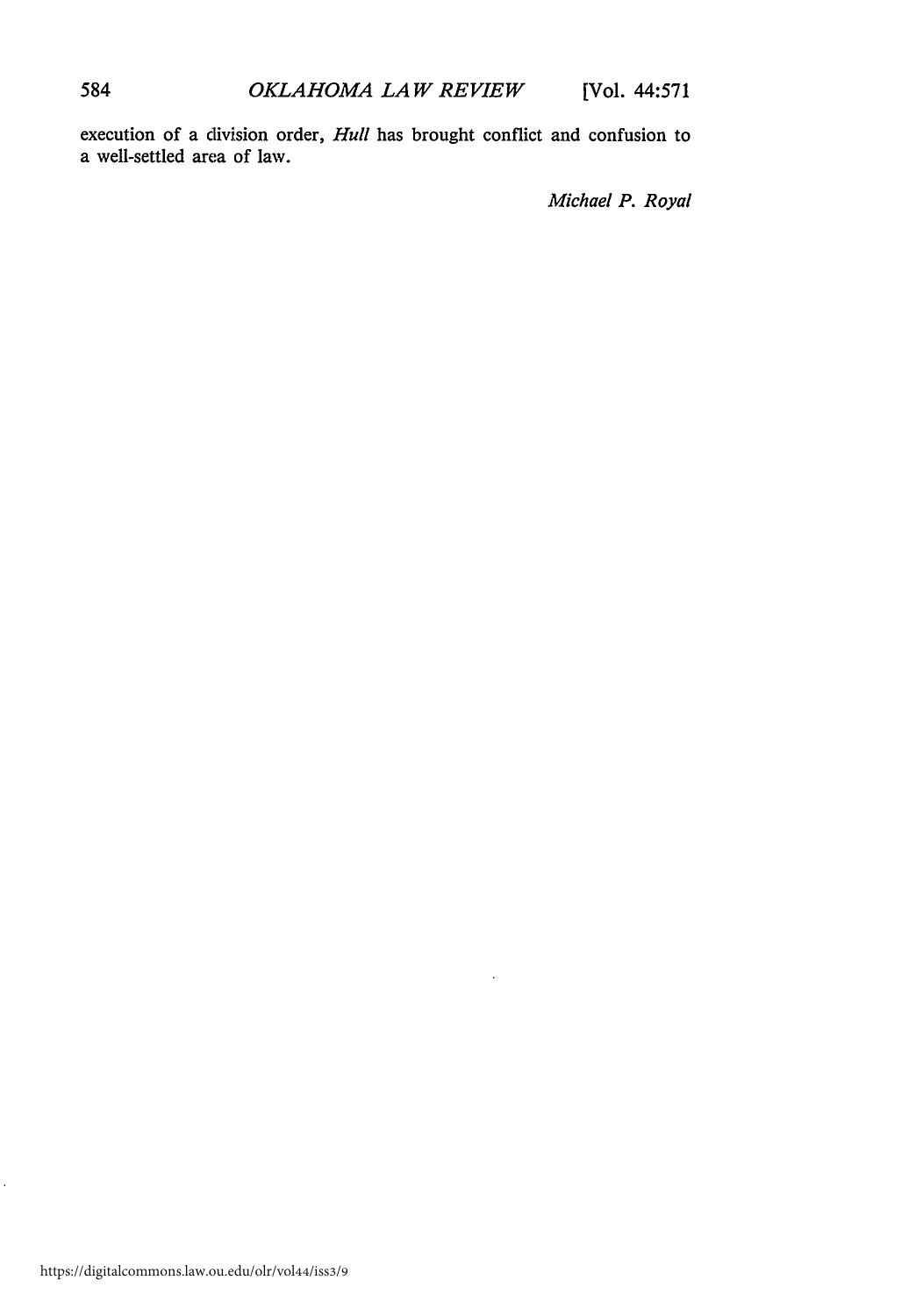execution of a division order, *Hull* has brought conflict and confusion to a well-settled area of law.

*Michael P. Royal*